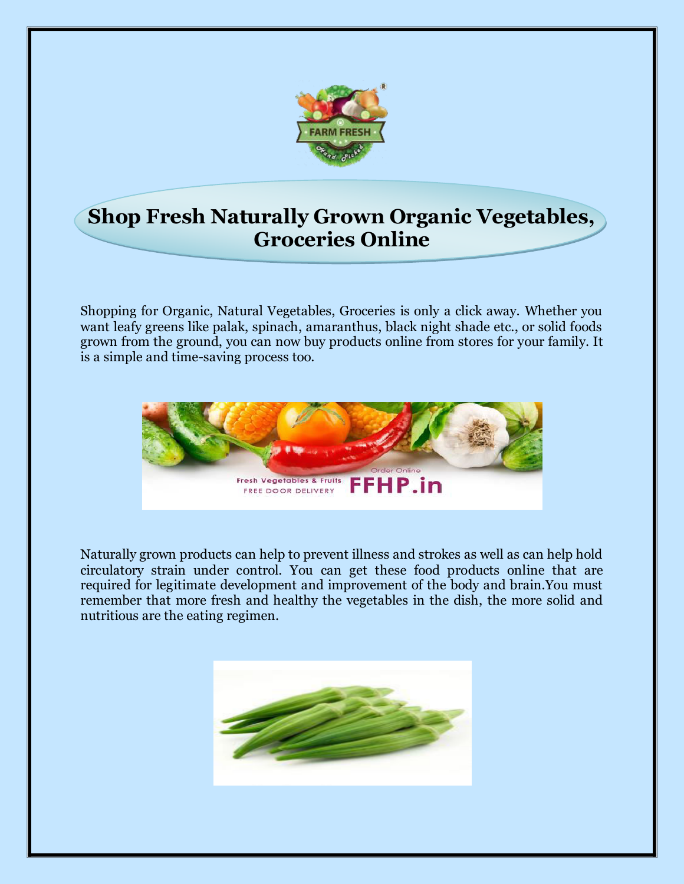# Shop Fresh Naturally Grown Organic Vegetables, Groceries Online

Shopping for Organic, Natural Vegetables, Groceries is only a click away. Whether you want leafy greens like palak, spinach, amaranthus, black night shade etc., or solid foods grown from the ground, you can now buy products online from stores for your family. It is a simple and time-saving process too.

Naturally grown products can help to prevent illness and strokes as well as can help hold circulatory strain under control. You can get these food products online that are required for legitimate development and improvement of the body and brain.You must remember that more fresh and healthy the vegetables in the dish, the more solid and nutritious are the eating regimen.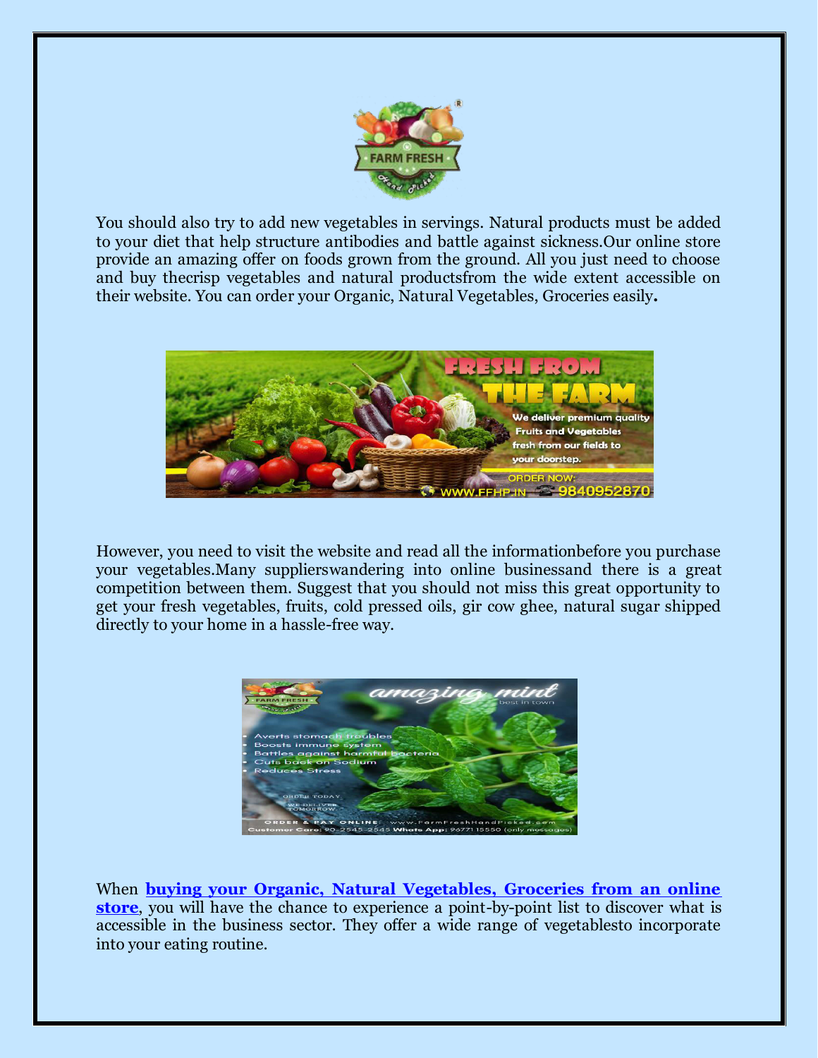You should also try to add new vegetables in servings. Natural products must be added to your diet that help structure antibodies and battle against sickness.Our online store provide an amazing offer on foods grown from the ground. All you just need to choose and buy thecrisp vegetables and natural productsfrom the wide extent accessible on their website. You can order your Organic, Natural Vegetables, Groceries easily**.**

However, you need to visit the website and read all the informationbefore you purchase your vegetables.Many supplierswandering into online businessand there is a great competition between them. Suggest that you should not miss this great opportunity to get your fresh vegetables, fruits, cold pressed oils, gir cow ghee, natural sugar shipped directly to your home in a hassle-free way.

When **buying your Organic, Natural Vegetables, Groceries from an online store**, you will have the chance to experience a point-by-point list to discover what is accessible in the business sector. They offer a wide range of vegetablesto incorporate into your eating routine.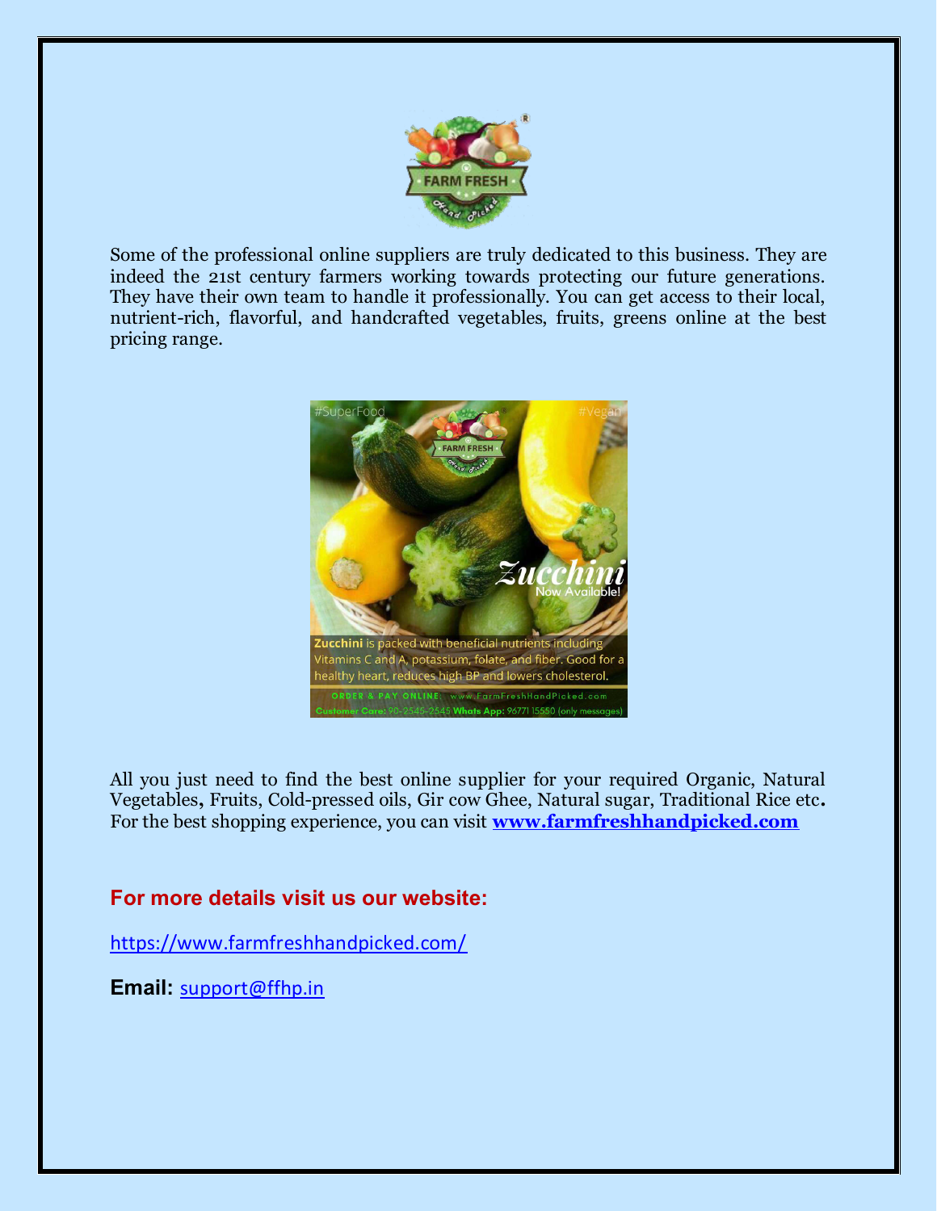Some of the professional online suppliers are truly dedicated to this business. They are indeed the 21st century farmers working towards protecting our future generations. They have their own team to handle it professionally. You can get access to their local, nutrient-rich, flavorful, and handcrafted vegetables, fruits, greens online at the best pricing range.

All you just need to find the best online supplier for your required Organic, Natural Vegetables**,** Fruits, Cold-pressed oils, Gir cow Ghee, Natural sugar, Traditional Rice etc**.** For the best shopping experience, you can visit **[www.farmfreshhandpicked.com](http://www.farmfreshhandpicked.com)**

## For more details visit us our website:

[https://www.farmfreshhandpicked.com/](https://www.farmfreshhandpicked.com/)

**Email:** [support@ffhp.in](mailto:support@ffhp.in)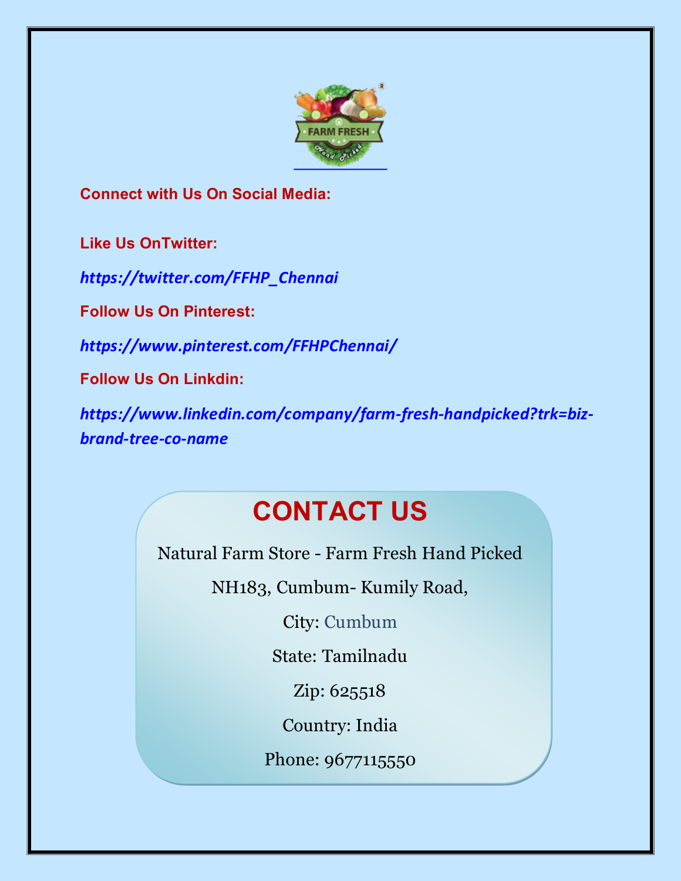**Connect with Us On Social Media:**

**Like Us OnTwitter:**

***https://twitter.com/FFHP_Chennai***

**Follow Us On Pinterest:**

***https://www.pinterest.com/FFHPChennai/***

**Follow Us On Linkdin:**

***https://www.linkedin.com/company/farm-fresh-handpicked?trk=biz-brand-tree-co-name***

## CONTACT US

Natural Farm Store - Farm Fresh Hand Picked

NH183, Cumbum- Kumily Road,

City: Cumbum

State: Tamilnadu

Zip: 625518

Country: India

Phone: 9677115550